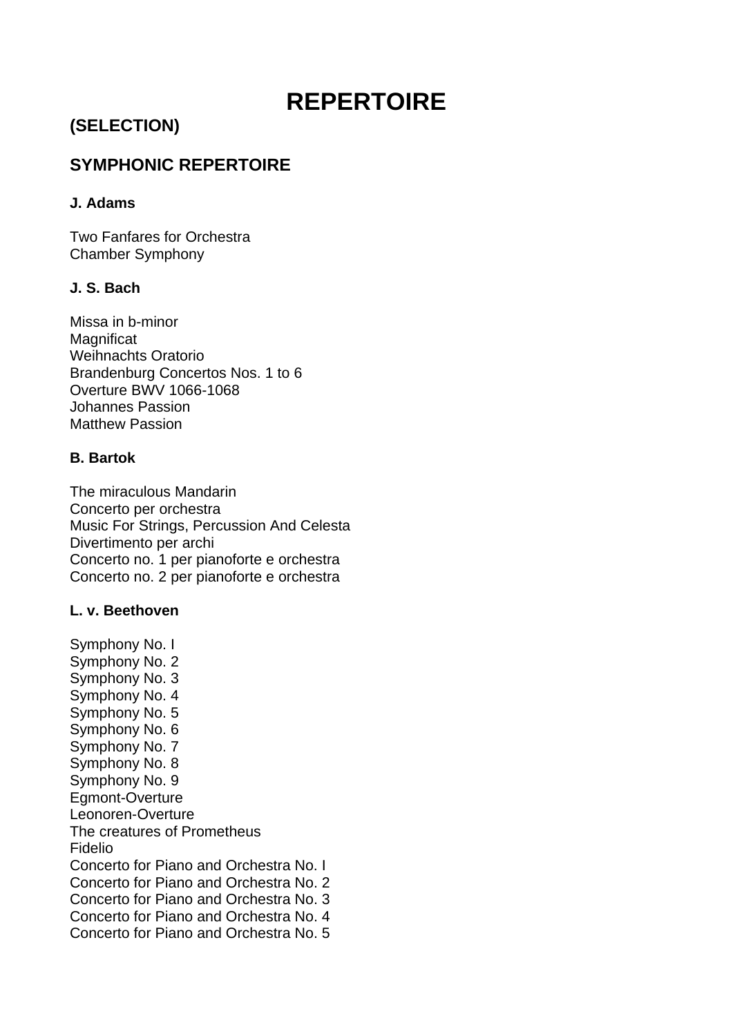# REPERTOIRE

## (SELECTION)

## SYMPHONIC REPERTOIRE

### J. Adams

Two Fanfares for Orchestra
Chamber Symphony

### J. S. Bach

Missa in b-minor
Magnificat
Weihnachts Oratorio
Brandenburg Concertos Nos. 1 to 6
Overture BWV 1066-1068
Johannes Passion
Matthew Passion

### B. Bartok

The miraculous Mandarin
Concerto per orchestra
Music For Strings, Percussion And Celesta
Divertimento per archi
Concerto no. 1 per pianoforte e orchestra
Concerto no. 2 per pianoforte e orchestra

### L. v. Beethoven

Symphony No. I
Symphony No. 2
Symphony No. 3
Symphony No. 4
Symphony No. 5
Symphony No. 6
Symphony No. 7
Symphony No. 8
Symphony No. 9
Egmont-Overture
Leonoren-Overture
The creatures of Prometheus
Fidelio
Concerto for Piano and Orchestra No. I
Concerto for Piano and Orchestra No. 2
Concerto for Piano and Orchestra No. 3
Concerto for Piano and Orchestra No. 4
Concerto for Piano and Orchestra No. 5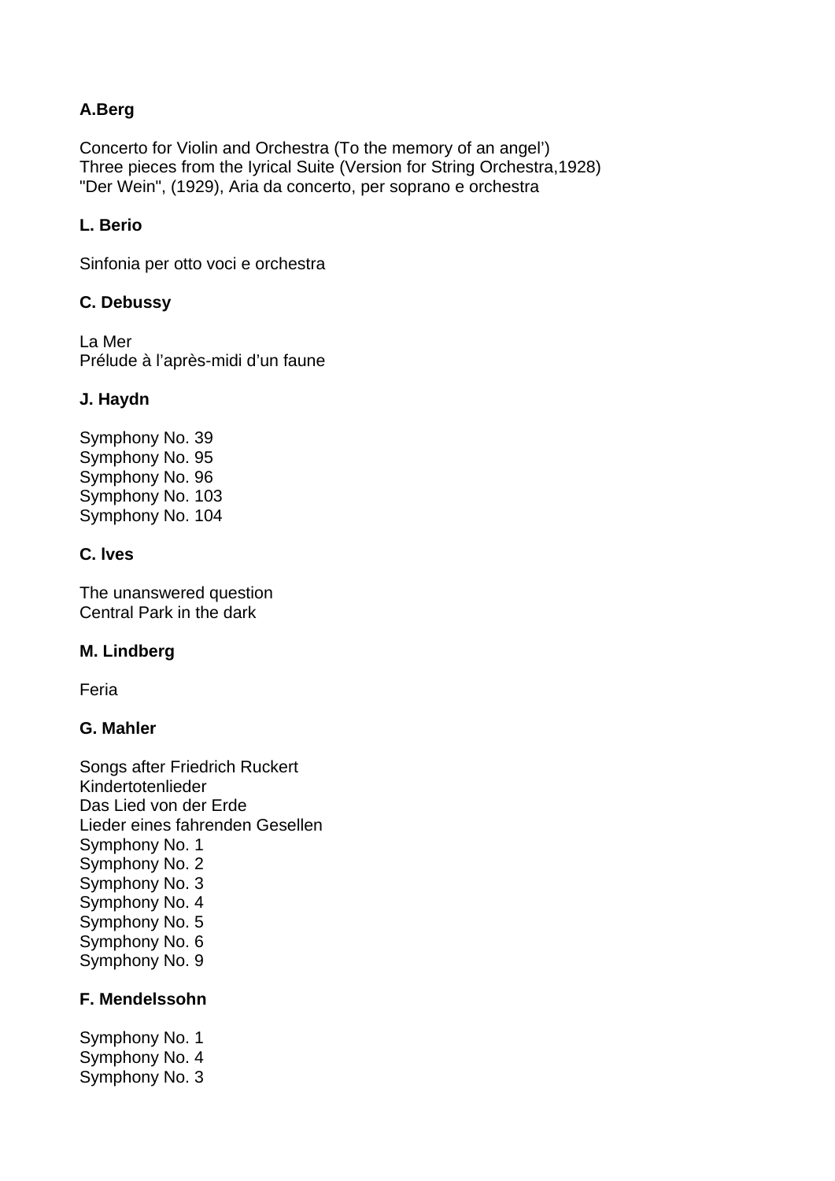**A.Berg**

Concerto for Violin and Orchestra (To the memory of an angel')
Three pieces from the Iyrical Suite (Version for String Orchestra,1928)
"Der Wein", (1929), Aria da concerto, per soprano e orchestra

**L. Berio**

Sinfonia per otto voci e orchestra

**C. Debussy**

La Mer
Prélude à l'après-midi d'un faune

**J. Haydn**

Symphony No. 39
Symphony No. 95
Symphony No. 96
Symphony No. 103
Symphony No. 104

**C. lves**

The unanswered question
Central Park in the dark

**M. Lindberg**

Feria

**G. Mahler**

Songs after Friedrich Ruckert
Kindertotenlieder
Das Lied von der Erde
Lieder eines fahrenden Gesellen
Symphony No. 1
Symphony No. 2
Symphony No. 3
Symphony No. 4
Symphony No. 5
Symphony No. 6
Symphony No. 9

**F. Mendelssohn**

Symphony No. 1
Symphony No. 4
Symphony No. 3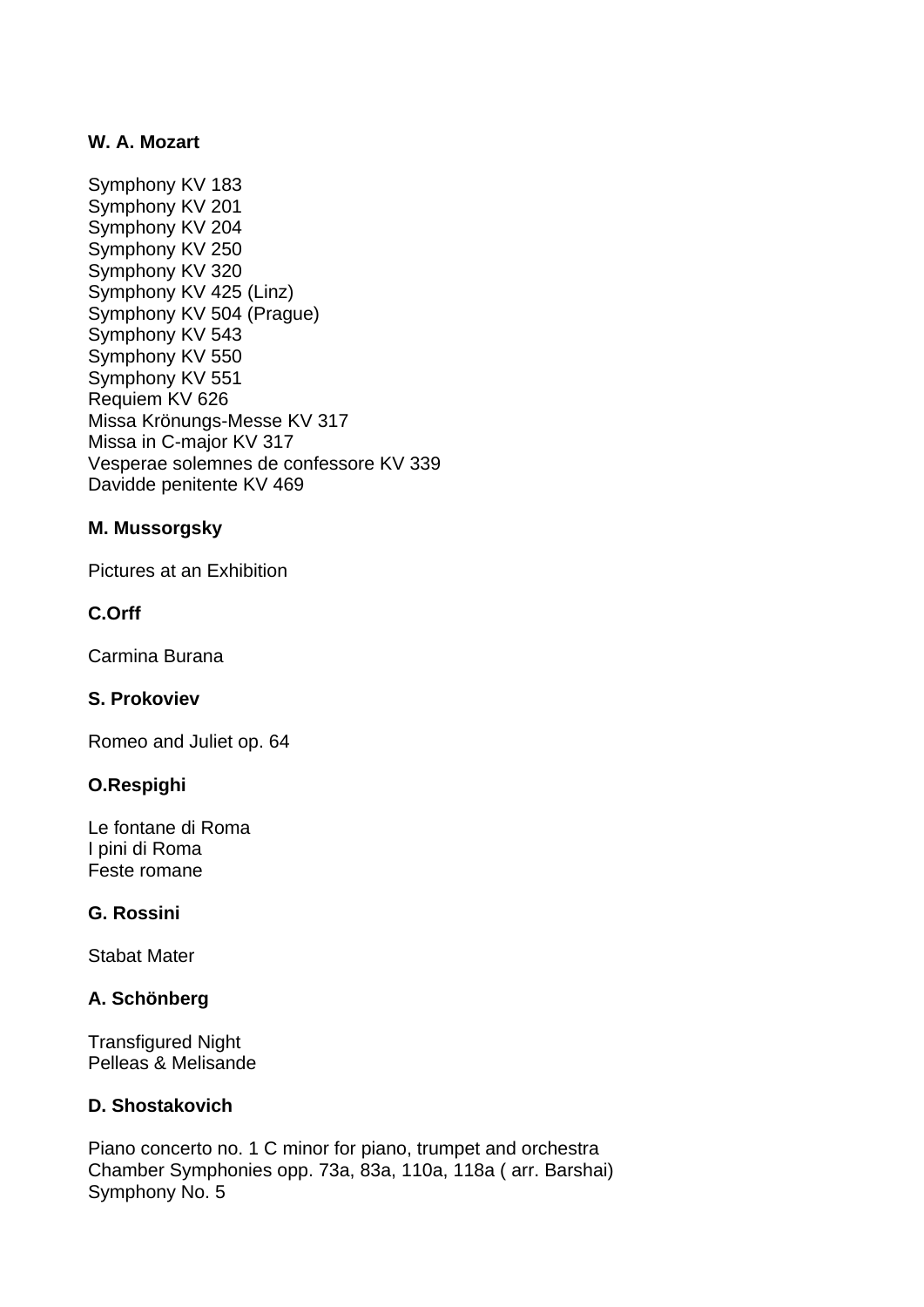**W. A. Mozart**

Symphony KV 183
Symphony KV 201
Symphony KV 204
Symphony KV 250
Symphony KV 320
Symphony KV 425 (Linz)
Symphony KV 504 (Prague)
Symphony KV 543
Symphony KV 550
Symphony KV 551
Requiem KV 626
Missa Krönungs-Messe KV 317
Missa in C-major KV 317
Vesperae solemnes de confessore KV 339
Davidde penitente KV 469

**M. Mussorgsky**

Pictures at an Exhibition

**C.Orff**

Carmina Burana

**S. Prokoviev**

Romeo and Juliet op. 64

**O.Respighi**

Le fontane di Roma
I pini di Roma
Feste romane

**G. Rossini**

Stabat Mater

**A. Schönberg**

Transfigured Night
Pelleas & Melisande

**D. Shostakovich**

Piano concerto no. 1 C minor for piano, trumpet and orchestra
Chamber Symphonies opp. 73a, 83a, 110a, 118a ( arr. Barshai)
Symphony No. 5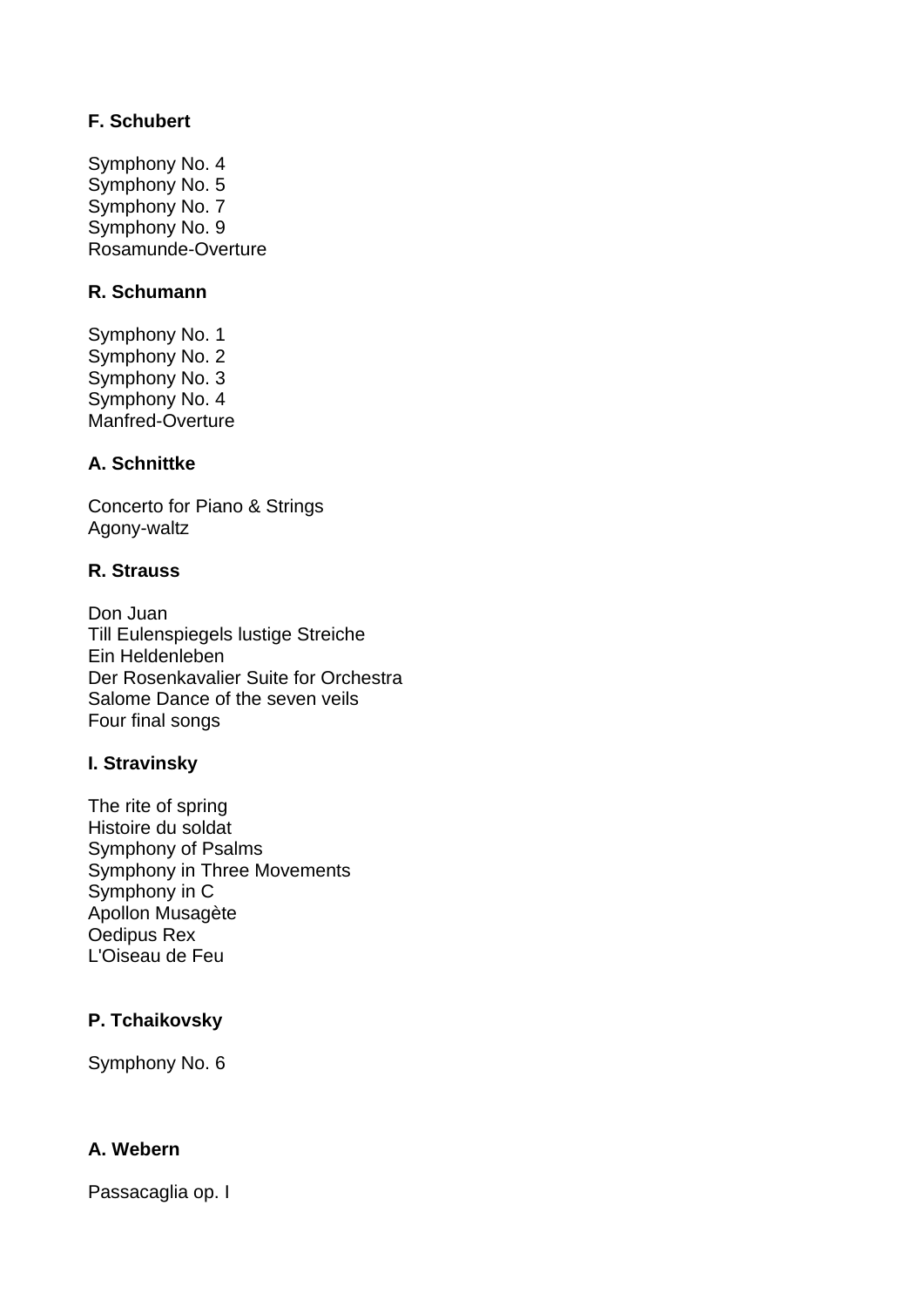**F. Schubert**

Symphony No. 4
Symphony No. 5
Symphony No. 7
Symphony No. 9
Rosamunde-Overture

**R. Schumann**

Symphony No. 1
Symphony No. 2
Symphony No. 3
Symphony No. 4
Manfred-Overture

**A. Schnittke**

Concerto for Piano & Strings
Agony-waltz

**R. Strauss**

Don Juan
Till Eulenspiegels lustige Streiche
Ein Heldenleben
Der Rosenkavalier Suite for Orchestra
Salome Dance of the seven veils
Four final songs

**I. Stravinsky**

The rite of spring
Histoire du soldat
Symphony of Psalms
Symphony in Three Movements
Symphony in C
Apollon Musagète
Oedipus Rex
L'Oiseau de Feu

**P. Tchaikovsky**

Symphony No. 6

**A. Webern**

Passacaglia op. I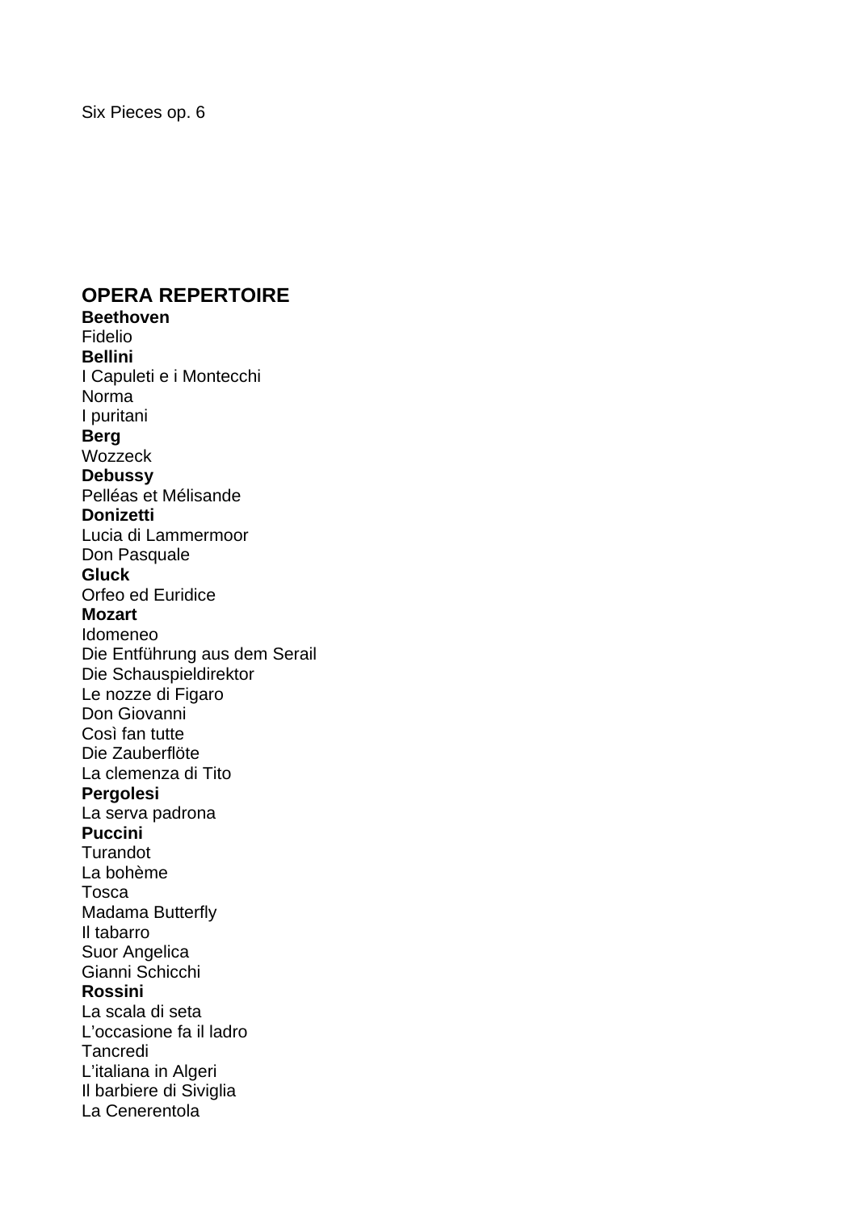Six Pieces op. 6

## OPERA REPERTOIRE

**Beethoven**
Fidelio
**Bellini**
I Capuleti e i Montecchi
Norma
I puritani
**Berg**
Wozzeck
**Debussy**
Pelléas et Mélisande
**Donizetti**
Lucia di Lammermoor
Don Pasquale
**Gluck**
Orfeo ed Euridice
**Mozart**
Idomeneo
Die Entführung aus dem Serail
Die Schauspieldirektor
Le nozze di Figaro
Don Giovanni
Così fan tutte
Die Zauberflöte
La clemenza di Tito
**Pergolesi**
La serva padrona
**Puccini**
Turandot
La bohème
Tosca
Madama Butterfly
Il tabarro
Suor Angelica
Gianni Schicchi
**Rossini**
La scala di seta
L’occasione fa il ladro
Tancredi
L’italiana in Algeri
Il barbiere di Siviglia
La Cenerentola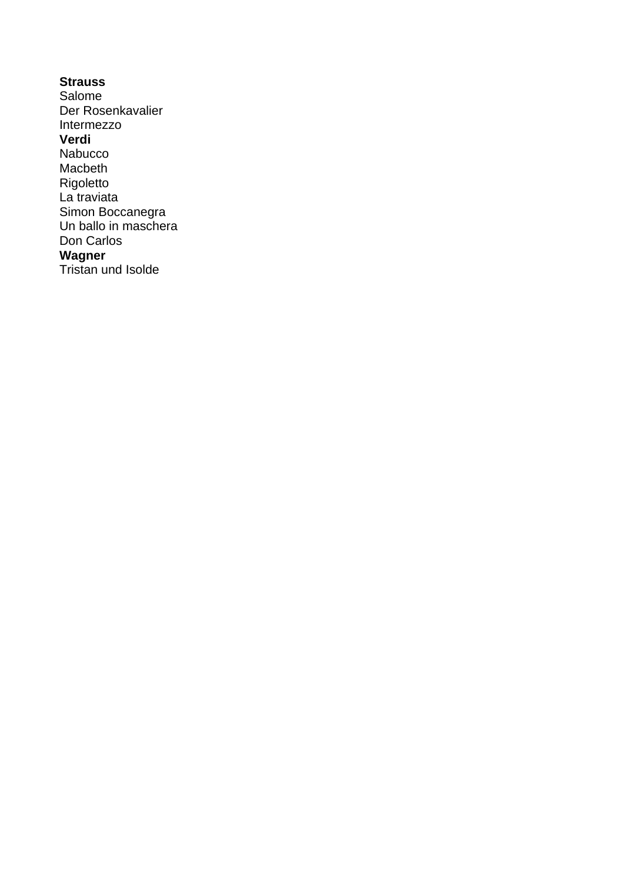**Strauss**
Salome
Der Rosenkavalier
Intermezzo
**Verdi**
Nabucco
Macbeth
Rigoletto
La traviata
Simon Boccanegra
Un ballo in maschera
Don Carlos
**Wagner**
Tristan und Isolde